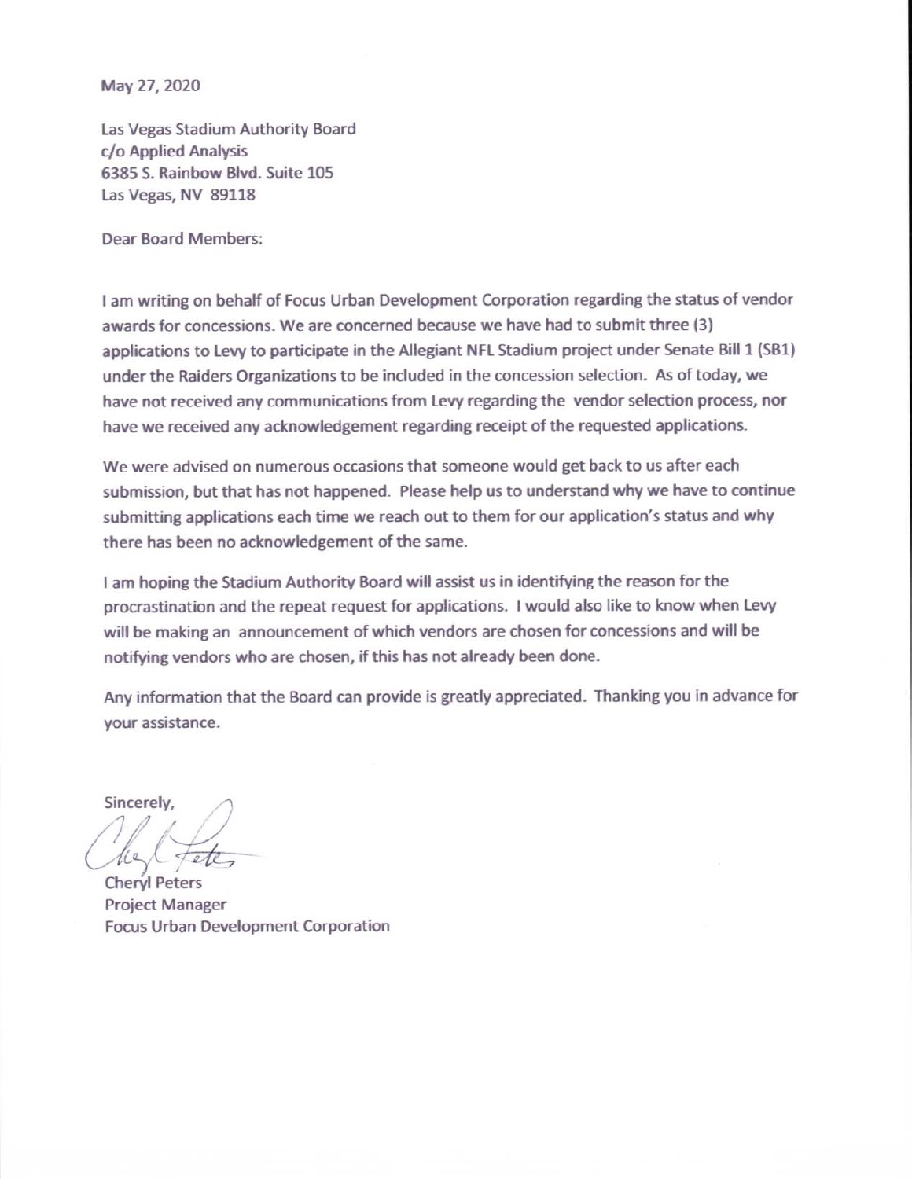May 27, 2020

Las Vegas Stadium Authority Board
c/o Applied Analysis
6385 S. Rainbow Blvd. Suite 105
Las Vegas, NV 89118

Dear Board Members:

I am writing on behalf of Focus Urban Development Corporation regarding the status of vendor awards for concessions. We are concerned because we have had to submit three (3) applications to Levy to participate in the Allegiant NFL Stadium project under Senate Bill 1 (SB1) under the Raiders Organizations to be included in the concession selection. As of today, we have not received any communications from Levy regarding the vendor selection process, nor have we received any acknowledgement regarding receipt of the requested applications.

We were advised on numerous occasions that someone would get back to us after each submission, but that has not happened. Please help us to understand why we have to continue submitting applications each time we reach out to them for our application's status and why there has been no acknowledgement of the same.

I am hoping the Stadium Authority Board will assist us in identifying the reason for the procrastination and the repeat request for applications. I would also like to know when Levy will be making an announcement of which vendors are chosen for concessions and will be notifying vendors who are chosen, if this has not already been done.

Any information that the Board can provide is greatly appreciated. Thanking you in advance for your assistance.

Sincerely,

Cheryl Peters
Project Manager
Focus Urban Development Corporation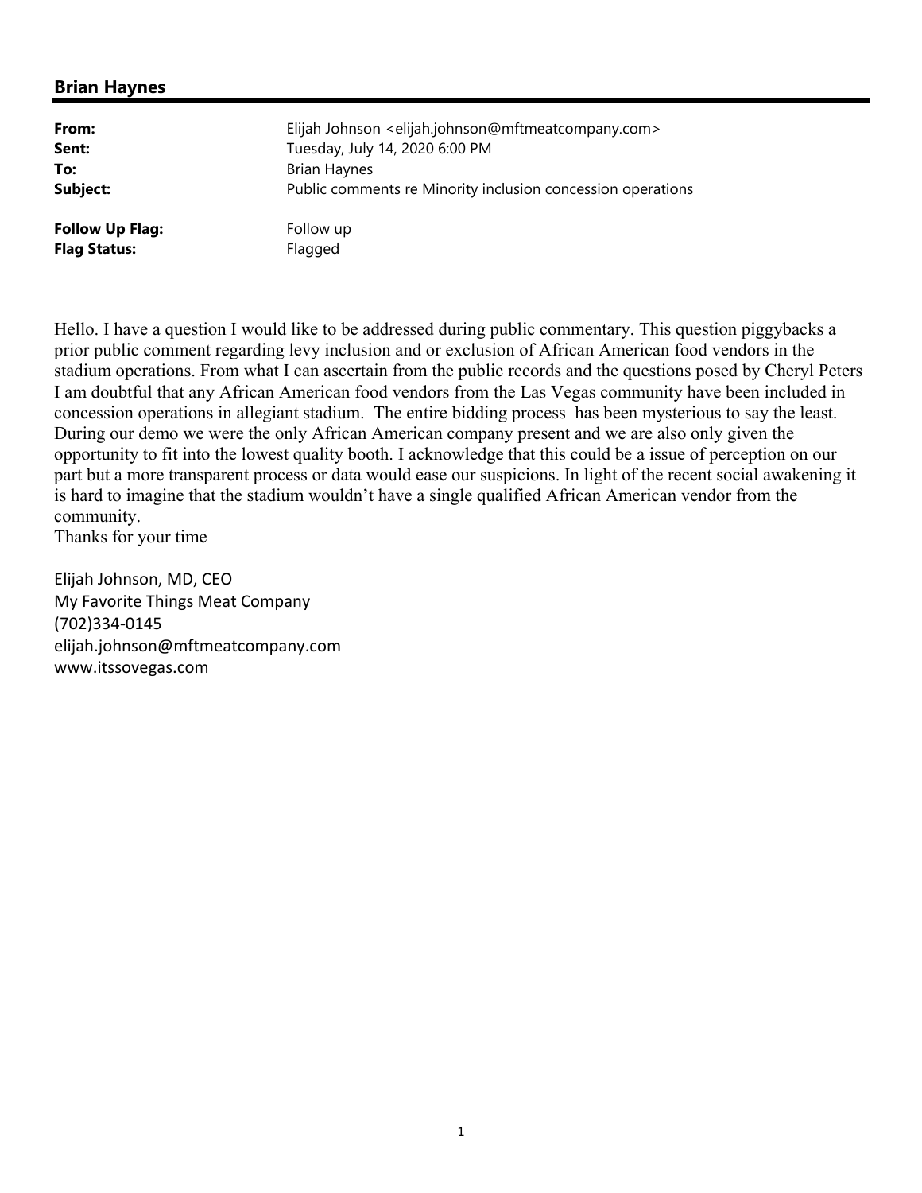## Brian Haynes

| | |
|---|---|
| **From:** | Elijah Johnson <elijah.johnson@mftmeatcompany.com> |
| **Sent:** | Tuesday, July 14, 2020 6:00 PM |
| **To:** | Brian Haynes |
| **Subject:** | Public comments re Minority inclusion concession operations |
| | |
| **Follow Up Flag:** | Follow up |
| **Flag Status:** | Flagged |

Hello. I have a question I would like to be addressed during public commentary. This question piggybacks a prior public comment regarding levy inclusion and or exclusion of African American food vendors in the stadium operations. From what I can ascertain from the public records and the questions posed by Cheryl Peters I am doubtful that any African American food vendors from the Las Vegas community have been included in concession operations in allegiant stadium. The entire bidding process has been mysterious to say the least. During our demo we were the only African American company present and we are also only given the opportunity to fit into the lowest quality booth. I acknowledge that this could be a issue of perception on our part but a more transparent process or data would ease our suspicions. In light of the recent social awakening it is hard to imagine that the stadium wouldn't have a single qualified African American vendor from the community.
Thanks for your time

Elijah Johnson, MD, CEO
My Favorite Things Meat Company
(702)334-0145
elijah.johnson@mftmeatcompany.com
www.itssovegas.com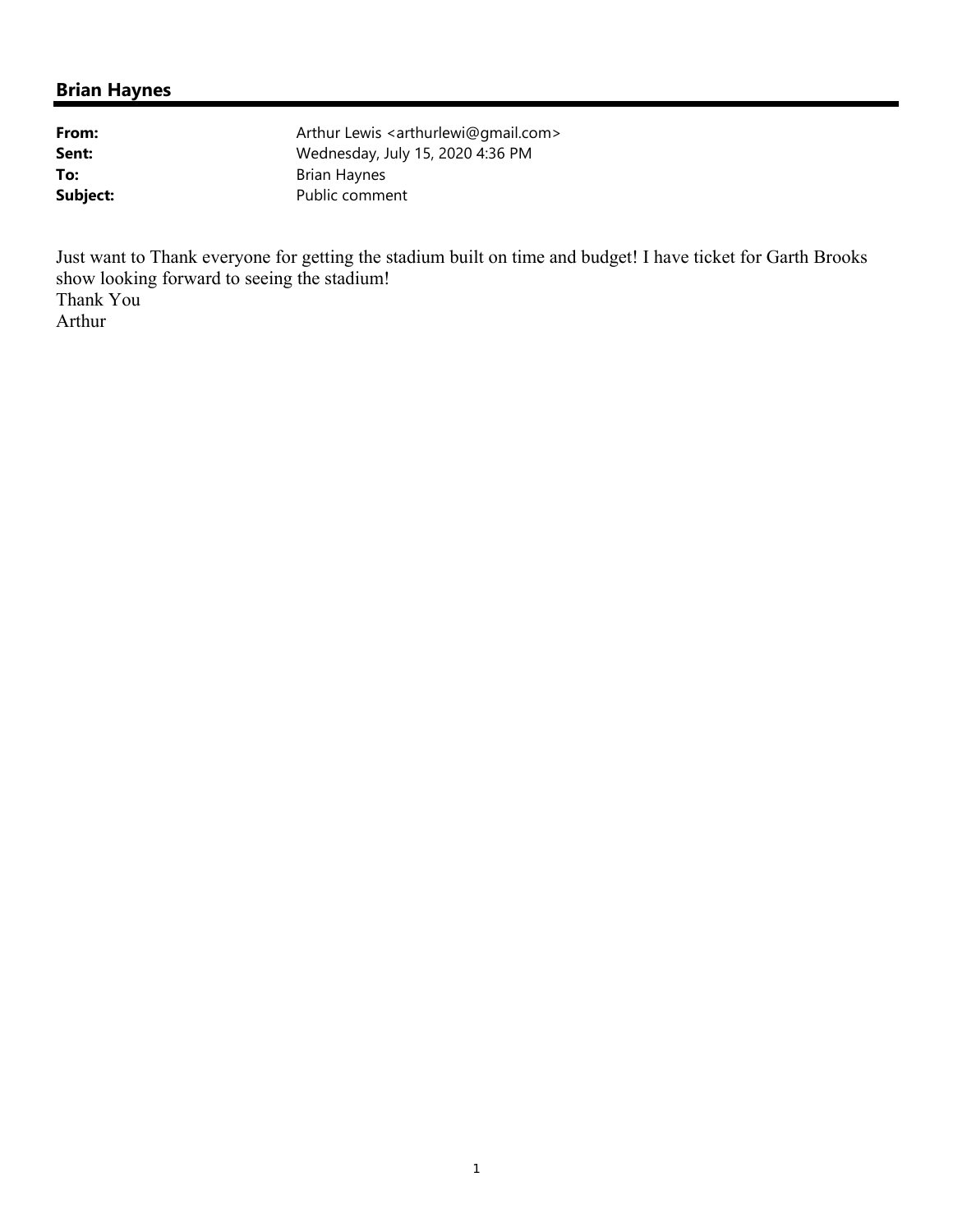## Brian Haynes

| | |
|---|---|
| **From:** | Arthur Lewis <arthurlewi@gmail.com> |
| **Sent:** | Wednesday, July 15, 2020 4:36 PM |
| **To:** | Brian Haynes |
| **Subject:** | Public comment |

Just want to Thank everyone for getting the stadium built on time and budget! I have ticket for Garth Brooks show looking forward to seeing the stadium!
Thank You
Arthur